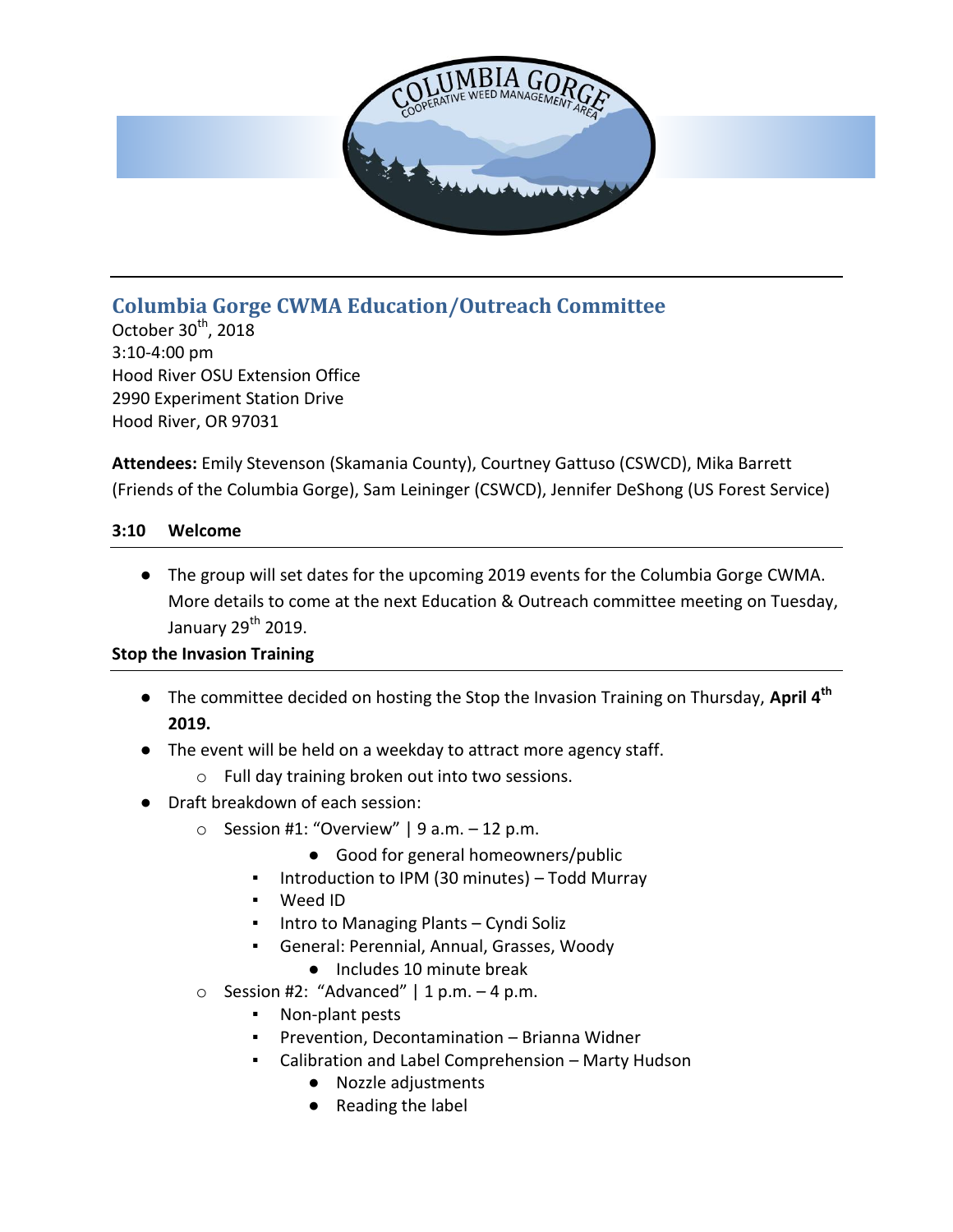## Columbia Gorge CWMA Education/Outreach Committee

October 30th, 2018
3:10-4:00 pm
Hood River OSU Extension Office
2990 Experiment Station Drive
Hood River, OR 97031

**Attendees:** Emily Stevenson (Skamania County), Courtney Gattuso (CSWCD), Mika Barrett (Friends of the Columbia Gorge), Sam Leininger (CSWCD), Jennifer DeShong (US Forest Service)

**3:10 Welcome**

- The group will set dates for the upcoming 2019 events for the Columbia Gorge CWMA. More details to come at the next Education & Outreach committee meeting on Tuesday, January 29th 2019.

**Stop the Invasion Training**

- The committee decided on hosting the Stop the Invasion Training on Thursday, **April 4th 2019.**
- The event will be held on a weekday to attract more agency staff.
  - Full day training broken out into two sessions.
- Draft breakdown of each session:
  - Session #1: "Overview" | 9 a.m. – 12 p.m.
    - Good for general homeowners/public
    - Introduction to IPM (30 minutes) – Todd Murray
    - Weed ID
    - Intro to Managing Plants – Cyndi Soliz
    - General: Perennial, Annual, Grasses, Woody
      - Includes 10 minute break
  - Session #2: "Advanced" | 1 p.m. – 4 p.m.
    - Non-plant pests
    - Prevention, Decontamination – Brianna Widner
    - Calibration and Label Comprehension – Marty Hudson
      - Nozzle adjustments
      - Reading the label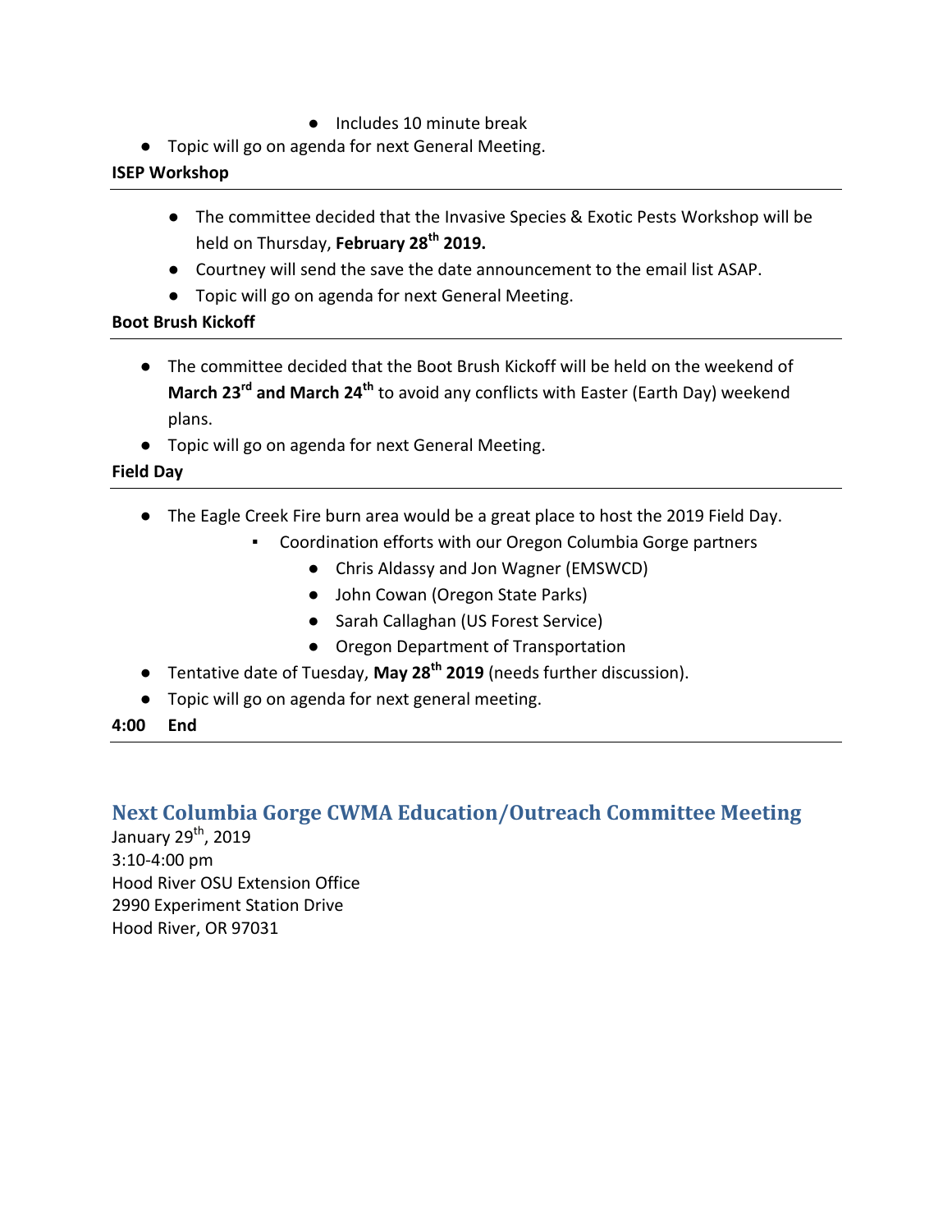- Includes 10 minute break
- Topic will go on agenda for next General Meeting.

**ISEP Workshop**

---

- The committee decided that the Invasive Species & Exotic Pests Workshop will be held on Thursday, **February 28th 2019.**
- Courtney will send the save the date announcement to the email list ASAP.
- Topic will go on agenda for next General Meeting.

**Boot Brush Kickoff**

---

- The committee decided that the Boot Brush Kickoff will be held on the weekend of **March 23rd and March 24th** to avoid any conflicts with Easter (Earth Day) weekend plans.
- Topic will go on agenda for next General Meeting.

**Field Day**

---

- The Eagle Creek Fire burn area would be a great place to host the 2019 Field Day.
  - Coordination efforts with our Oregon Columbia Gorge partners
    - Chris Aldassy and Jon Wagner (EMSWCD)
    - John Cowan (Oregon State Parks)
    - Sarah Callaghan (US Forest Service)
    - Oregon Department of Transportation
- Tentative date of Tuesday, **May 28th 2019** (needs further discussion).
- Topic will go on agenda for next general meeting.

**4:00 End**

---

## Next Columbia Gorge CWMA Education/Outreach Committee Meeting

January 29th, 2019
3:10-4:00 pm
Hood River OSU Extension Office
2990 Experiment Station Drive
Hood River, OR 97031